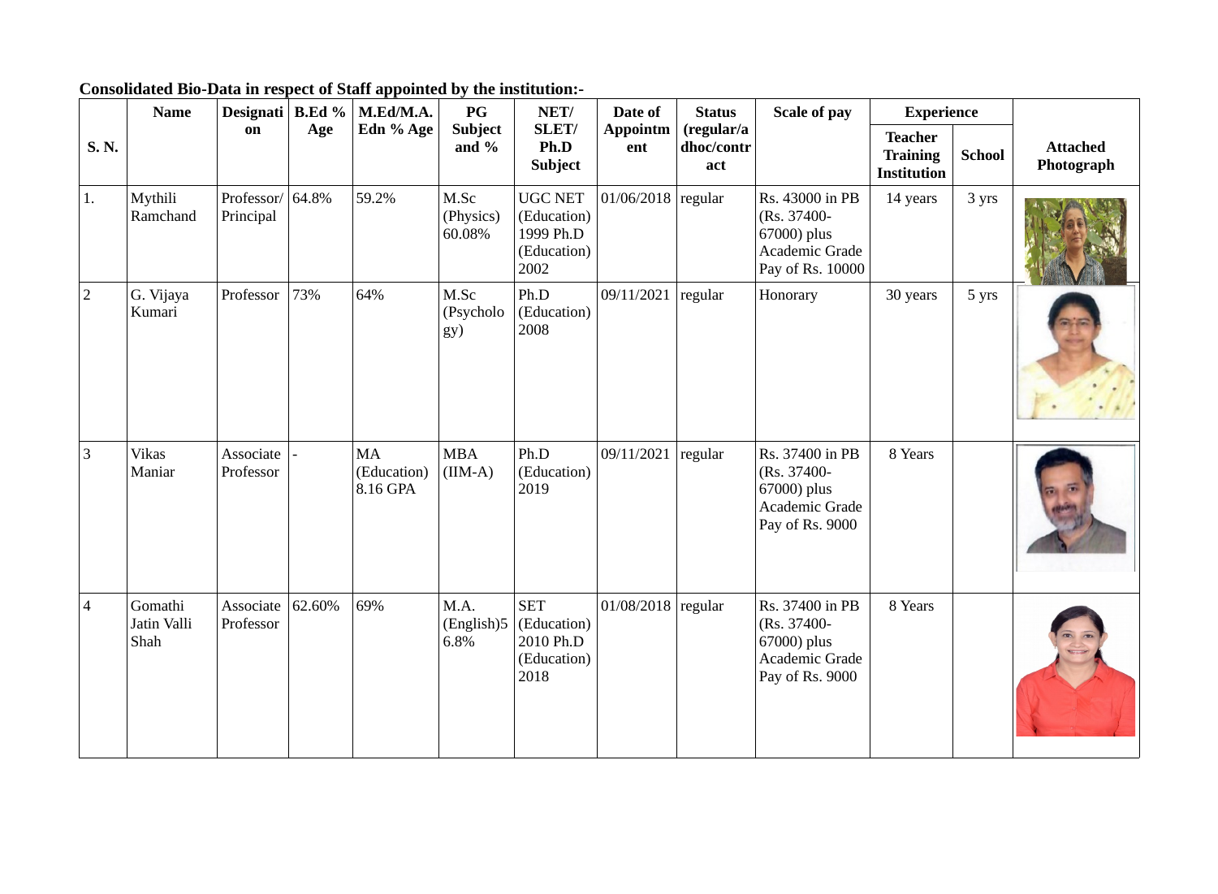**Consolidated Bio-Data in respect of Staff appointed by the institution:-**

| S. N. | Name | Designation | B.Ed % Age | M.Ed/M.A. Edn % Age | PG Subject and % | NET/ SLET/ Ph.D Subject | Date of Appointment | Status (regular/adhoc/contract | Scale of pay | Experience | | Attached Photograph |
|---|---|---|---|---|---|---|---|---|---|---|---|---|
| | | | | | | | | | | Teacher Training Institution | School | |
| 1. | Mythili Ramchand | Professor/ Principal | 64.8% | 59.2% | M.Sc (Physics) 60.08% | UGC NET (Education) 1999 Ph.D (Education) 2002 | 01/06/2018 | regular | Rs. 43000 in PB (Rs. 37400-67000) plus Academic Grade Pay of Rs. 10000 | 14 years | 3 yrs | |
| 2 | G. Vijaya Kumari | Professor | 73% | 64% | M.Sc (Psychology) | Ph.D (Education) 2008 | 09/11/2021 | regular | Honorary | 30 years | 5 yrs | |
| 3 | Vikas Maniar | Associate Professor | - | MA (Education) 8.16 GPA | MBA (IIM-A) | Ph.D (Education) 2019 | 09/11/2021 | regular | Rs. 37400 in PB (Rs. 37400-67000) plus Academic Grade Pay of Rs. 9000 | 8 Years | | |
| 4 | Gomathi Jatin Valli Shah | Associate Professor | 62.60% | 69% | M.A. (English)56.8% | SET (Education) 2010 Ph.D (Education) 2018 | 01/08/2018 | regular | Rs. 37400 in PB (Rs. 37400-67000) plus Academic Grade Pay of Rs. 9000 | 8 Years | | |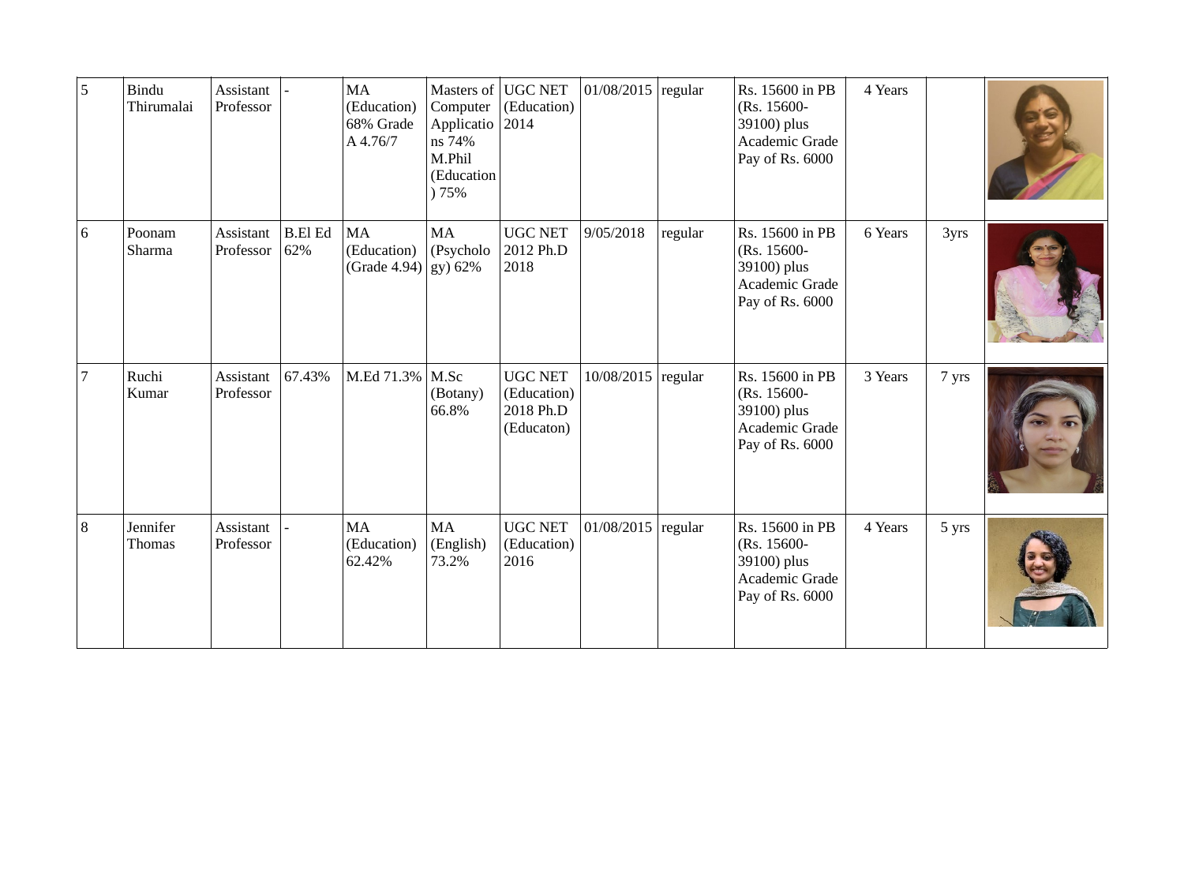| 5 | Bindu Thirumalai | Assistant Professor | - | MA (Education) 68% Grade A 4.76/7 | Masters of Computer Applications 74% M.Phil (Education) 75% | UGC NET (Education) 2014 | 01/08/2015 | regular | Rs. 15600 in PB (Rs. 15600-39100) plus Academic Grade Pay of Rs. 6000 | 4 Years | | |
|---|---|---|---|---|---|---|---|---|---|---|---|---|
| 6 | Poonam Sharma | Assistant Professor | B.El Ed 62% | MA (Education) (Grade 4.94) | MA (Psychology) 62% | UGC NET 2012 Ph.D 2018 | 9/05/2018 | regular | Rs. 15600 in PB (Rs. 15600-39100) plus Academic Grade Pay of Rs. 6000 | 6 Years | 3yrs | |
| 7 | Ruchi Kumar | Assistant Professor | 67.43% | M.Ed 71.3% | M.Sc (Botany) 66.8% | UGC NET (Education) 2018 Ph.D (Educaton) | 10/08/2015 | regular | Rs. 15600 in PB (Rs. 15600-39100) plus Academic Grade Pay of Rs. 6000 | 3 Years | 7 yrs | |
| 8 | Jennifer Thomas | Assistant Professor | - | MA (Education) 62.42% | MA (English) 73.2% | UGC NET (Education) 2016 | 01/08/2015 | regular | Rs. 15600 in PB (Rs. 15600-39100) plus Academic Grade Pay of Rs. 6000 | 4 Years | 5 yrs | |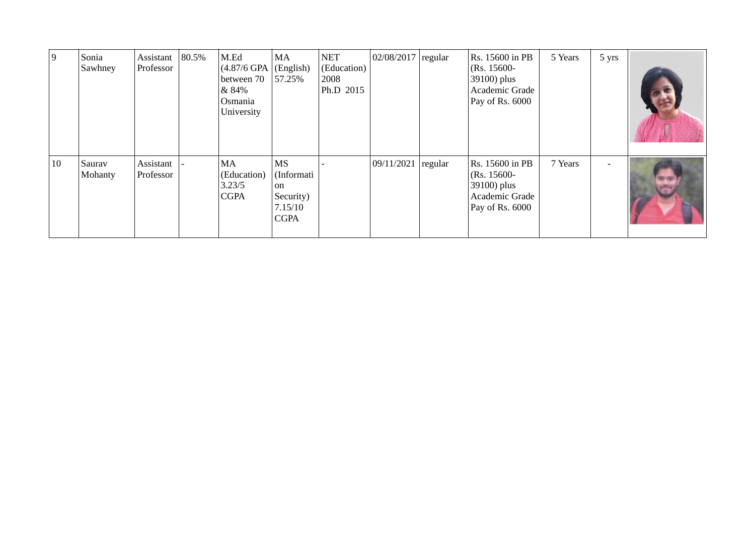| | | | | | | | | | | | | |
|---|---|---|---|---|---|---|---|---|---|---|---|---|
| 9 | Sonia Sawhney | Assistant Professor | 80.5% | M.Ed (4.87/6 GPA between 70 & 84% Osmania University | MA (English) 57.25% | NET (Education) 2008 Ph.D 2015 | 02/08/2017 | regular | Rs. 15600 in PB (Rs. 15600-39100) plus Academic Grade Pay of Rs. 6000 | 5 Years | 5 yrs | |
| 10 | Saurav Mohanty | Assistant Professor | - | MA (Education) 3.23/5 CGPA | MS (Information Security) 7.15/10 CGPA | - | 09/11/2021 | regular | Rs. 15600 in PB (Rs. 15600-39100) plus Academic Grade Pay of Rs. 6000 | 7 Years | - | |